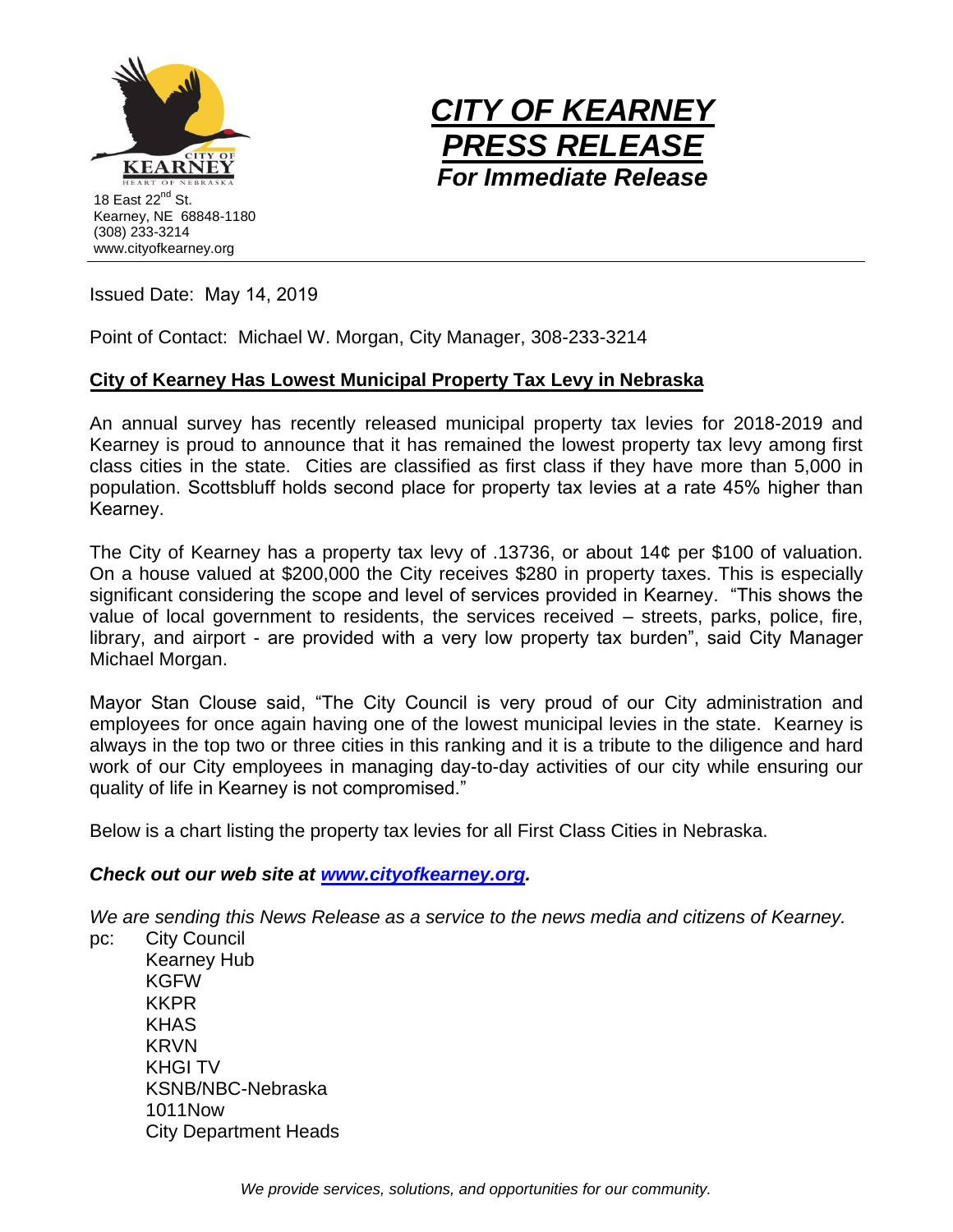18 East 22nd St.
Kearney, NE 68848-1180
(308) 233-3214
www.cityofkearney.org

# *CITY OF KEARNEY PRESS RELEASE*

***For Immediate Release***

Issued Date: May 14, 2019

Point of Contact: Michael W. Morgan, City Manager, 308-233-3214

## City of Kearney Has Lowest Municipal Property Tax Levy in Nebraska

An annual survey has recently released municipal property tax levies for 2018-2019 and Kearney is proud to announce that it has remained the lowest property tax levy among first class cities in the state. Cities are classified as first class if they have more than 5,000 in population. Scottsbluff holds second place for property tax levies at a rate 45% higher than Kearney.

The City of Kearney has a property tax levy of .13736, or about 14¢ per $100 of valuation. On a house valued at $200,000 the City receives $280 in property taxes. This is especially significant considering the scope and level of services provided in Kearney. "This shows the value of local government to residents, the services received – streets, parks, police, fire, library, and airport - are provided with a very low property tax burden", said City Manager Michael Morgan.

Mayor Stan Clouse said, "The City Council is very proud of our City administration and employees for once again having one of the lowest municipal levies in the state. Kearney is always in the top two or three cities in this ranking and it is a tribute to the diligence and hard work of our City employees in managing day-to-day activities of our city while ensuring our quality of life in Kearney is not compromised."

Below is a chart listing the property tax levies for all First Class Cities in Nebraska.

***Check out our web site at [www.cityofkearney.org](http://www.cityofkearney.org).***

*We are sending this News Release as a service to the news media and citizens of Kearney.*

pc:
- City Council
- Kearney Hub
- KGFW
- KKPR
- KHAS
- KRVN
- KHGI TV
- KSNB/NBC-Nebraska
- 1011Now
- City Department Heads

*We provide services, solutions, and opportunities for our community.*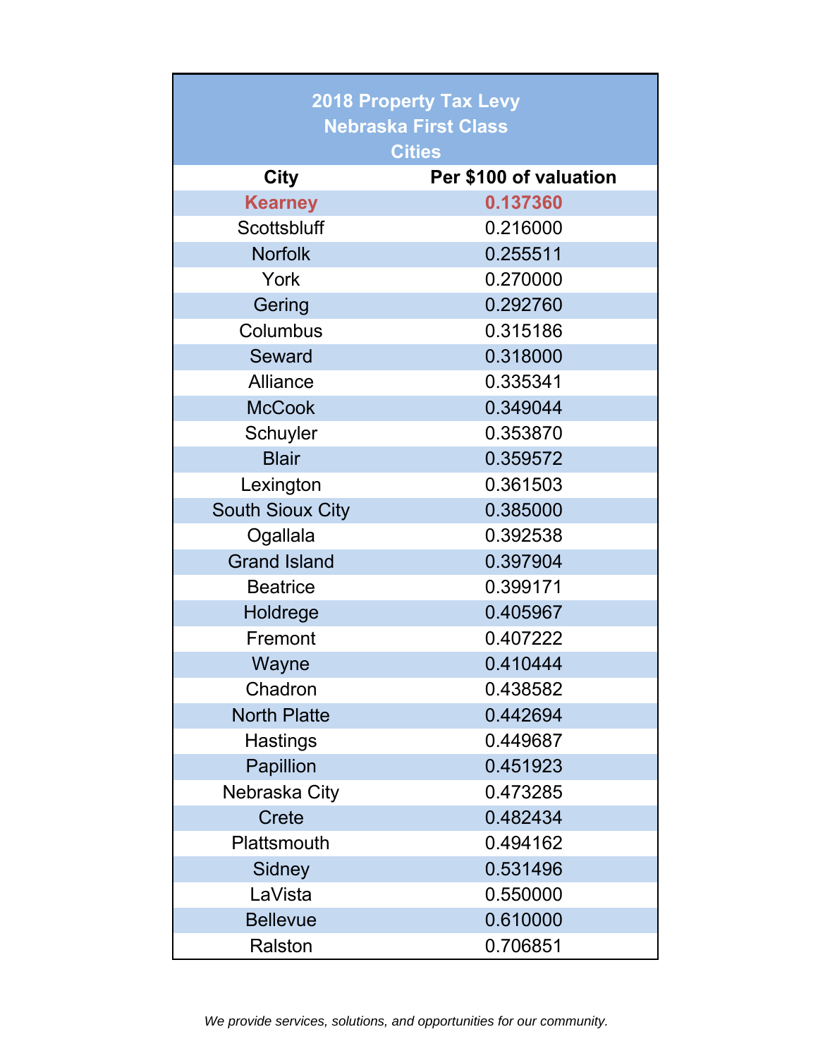| 2018 Property Tax Levy Nebraska First Class Cities | |
|---|---|
| **City** | **Per $100 of valuation** |
| **Kearney** | **0.137360** |
| Scottsbluff | 0.216000 |
| Norfolk | 0.255511 |
| York | 0.270000 |
| Gering | 0.292760 |
| Columbus | 0.315186 |
| Seward | 0.318000 |
| Alliance | 0.335341 |
| McCook | 0.349044 |
| Schuyler | 0.353870 |
| Blair | 0.359572 |
| Lexington | 0.361503 |
| South Sioux City | 0.385000 |
| Ogallala | 0.392538 |
| Grand Island | 0.397904 |
| Beatrice | 0.399171 |
| Holdrege | 0.405967 |
| Fremont | 0.407222 |
| Wayne | 0.410444 |
| Chadron | 0.438582 |
| North Platte | 0.442694 |
| Hastings | 0.449687 |
| Papillion | 0.451923 |
| Nebraska City | 0.473285 |
| Crete | 0.482434 |
| Plattsmouth | 0.494162 |
| Sidney | 0.531496 |
| LaVista | 0.550000 |
| Bellevue | 0.610000 |
| Ralston | 0.706851 |

*We provide services, solutions, and opportunities for our community.*